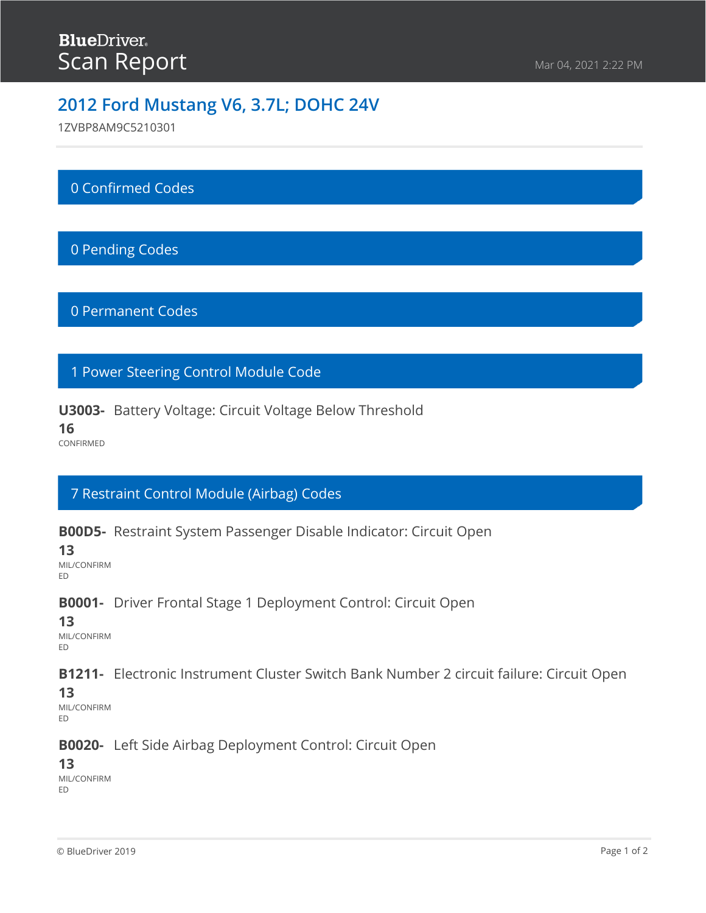**BlueDriver**

# Scan Report

Mar 04, 2021 2:22 PM

## 2012 Ford Mustang V6, 3.7L; DOHC 24V

1ZVBP8AM9C5210301

### 0 Confirmed Codes

### 0 Pending Codes

### 0 Permanent Codes

### 1 Power Steering Control Module Code

**U3003-16** Battery Voltage: Circuit Voltage Below Threshold
CONFIRMED

### 7 Restraint Control Module (Airbag) Codes

**B00D5-13** Restraint System Passenger Disable Indicator: Circuit Open
MIL/CONFIRMED

**B0001-13** Driver Frontal Stage 1 Deployment Control: Circuit Open
MIL/CONFIRMED

**B1211-13** Electronic Instrument Cluster Switch Bank Number 2 circuit failure: Circuit Open
MIL/CONFIRMED

**B0020-13** Left Side Airbag Deployment Control: Circuit Open
MIL/CONFIRMED

© BlueDriver 2019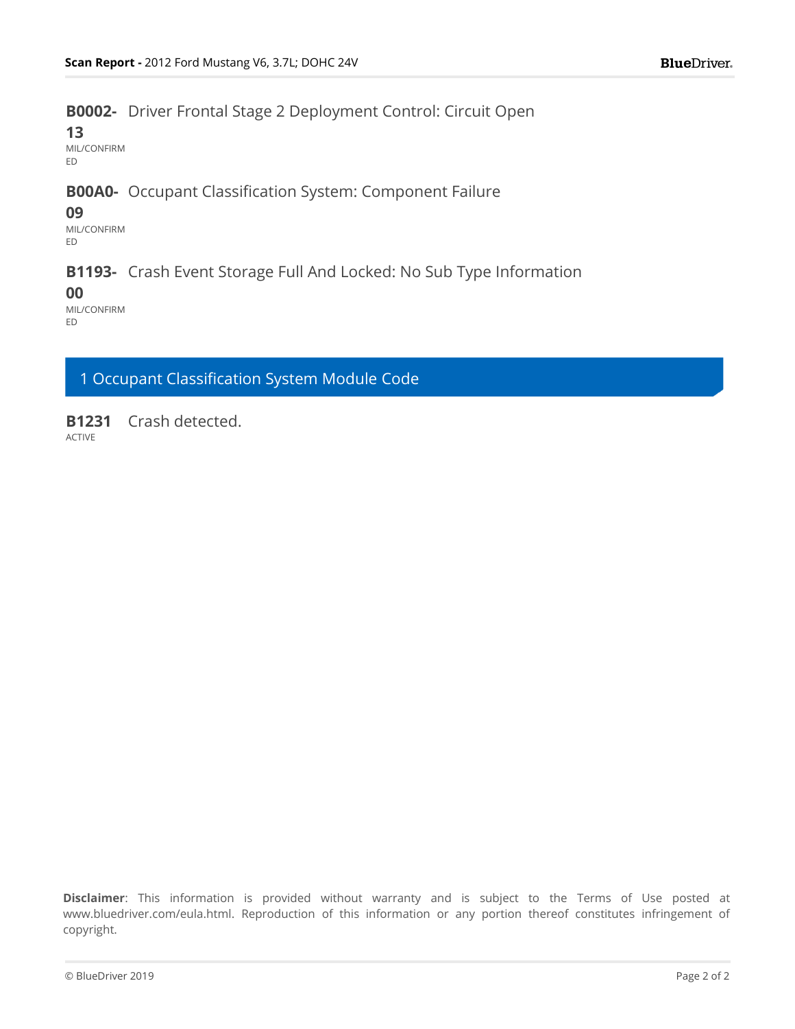**B0002-13** Driver Frontal Stage 2 Deployment Control: Circuit Open
MIL/CONFIRMED

**B00A0-09** Occupant Classification System: Component Failure
MIL/CONFIRMED

**B1193-00** Crash Event Storage Full And Locked: No Sub Type Information
MIL/CONFIRMED

## 1 Occupant Classification System Module Code

**B1231** Crash detected.
ACTIVE

**Disclaimer**: This information is provided without warranty and is subject to the Terms of Use posted at www.bluedriver.com/eula.html. Reproduction of this information or any portion thereof constitutes infringement of copyright.

© BlueDriver 2019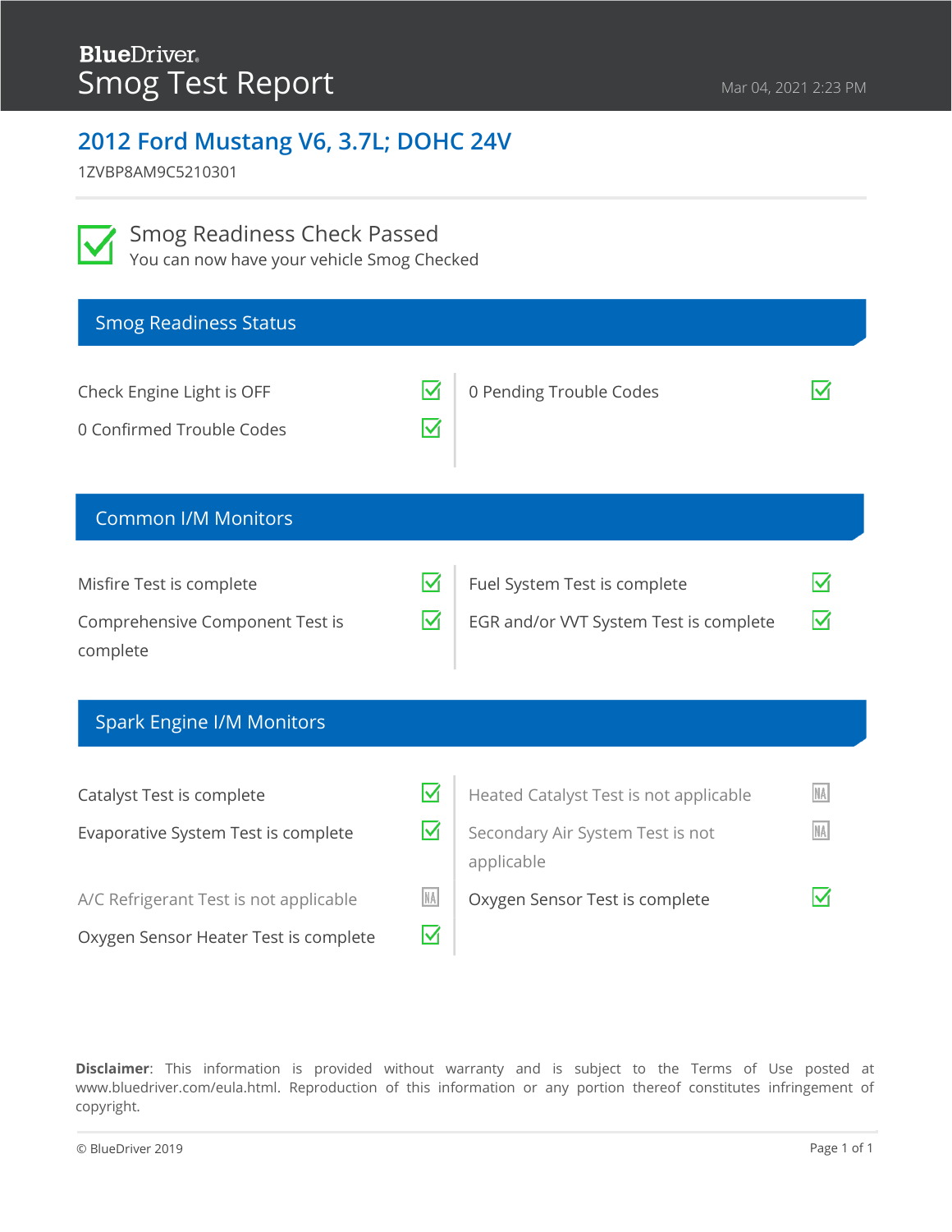**BlueDriver**

# Smog Test Report

Mar 04, 2021 2:23 PM

## 2012 Ford Mustang V6, 3.7L; DOHC 24V

1ZVBP8AM9C5210301

### Smog Readiness Check Passed

You can now have your vehicle Smog Checked

## Smog Readiness Status

| Item | Status | Item | Status |
| --- | --- | --- | --- |
| Check Engine Light is OFF | ✓ | 0 Pending Trouble Codes | ✓ |
| 0 Confirmed Trouble Codes | ✓ | | |

## Common I/M Monitors

| Item | Status | Item | Status |
| --- | --- | --- | --- |
| Misfire Test is complete | ✓ | Fuel System Test is complete | ✓ |
| Comprehensive Component Test is complete | ✓ | EGR and/or VVT System Test is complete | ✓ |

## Spark Engine I/M Monitors

| Item | Status | Item | Status |
| --- | --- | --- | --- |
| Catalyst Test is complete | ✓ | Heated Catalyst Test is not applicable | NA |
| Evaporative System Test is complete | ✓ | Secondary Air System Test is not applicable | NA |
| A/C Refrigerant Test is not applicable | NA | Oxygen Sensor Test is complete | ✓ |
| Oxygen Sensor Heater Test is complete | ✓ | | |

**Disclaimer**: This information is provided without warranty and is subject to the Terms of Use posted at www.bluedriver.com/eula.html. Reproduction of this information or any portion thereof constitutes infringement of copyright.

© BlueDriver 2019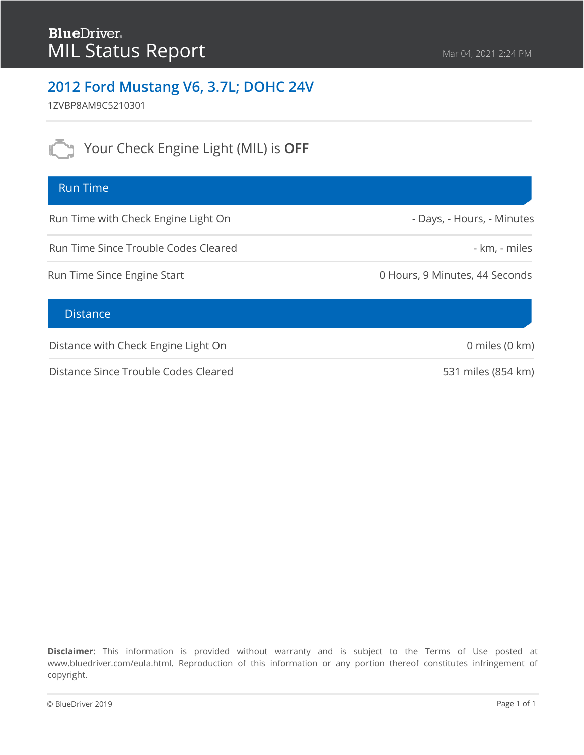**BlueDriver**

# MIL Status Report

Mar 04, 2021 2:24 PM

## 2012 Ford Mustang V6, 3.7L; DOHC 24V

1ZVBP8AM9C5210301

Your Check Engine Light (MIL) is **OFF**

| Run Time | |
|---|---|
| Run Time with Check Engine Light On | - Days, - Hours, - Minutes |
| Run Time Since Trouble Codes Cleared | - km, - miles |
| Run Time Since Engine Start | 0 Hours, 9 Minutes, 44 Seconds |

| Distance | |
|---|---|
| Distance with Check Engine Light On | 0 miles (0 km) |
| Distance Since Trouble Codes Cleared | 531 miles (854 km) |

**Disclaimer**: This information is provided without warranty and is subject to the Terms of Use posted at www.bluedriver.com/eula.html. Reproduction of this information or any portion thereof constitutes infringement of copyright.

© BlueDriver 2019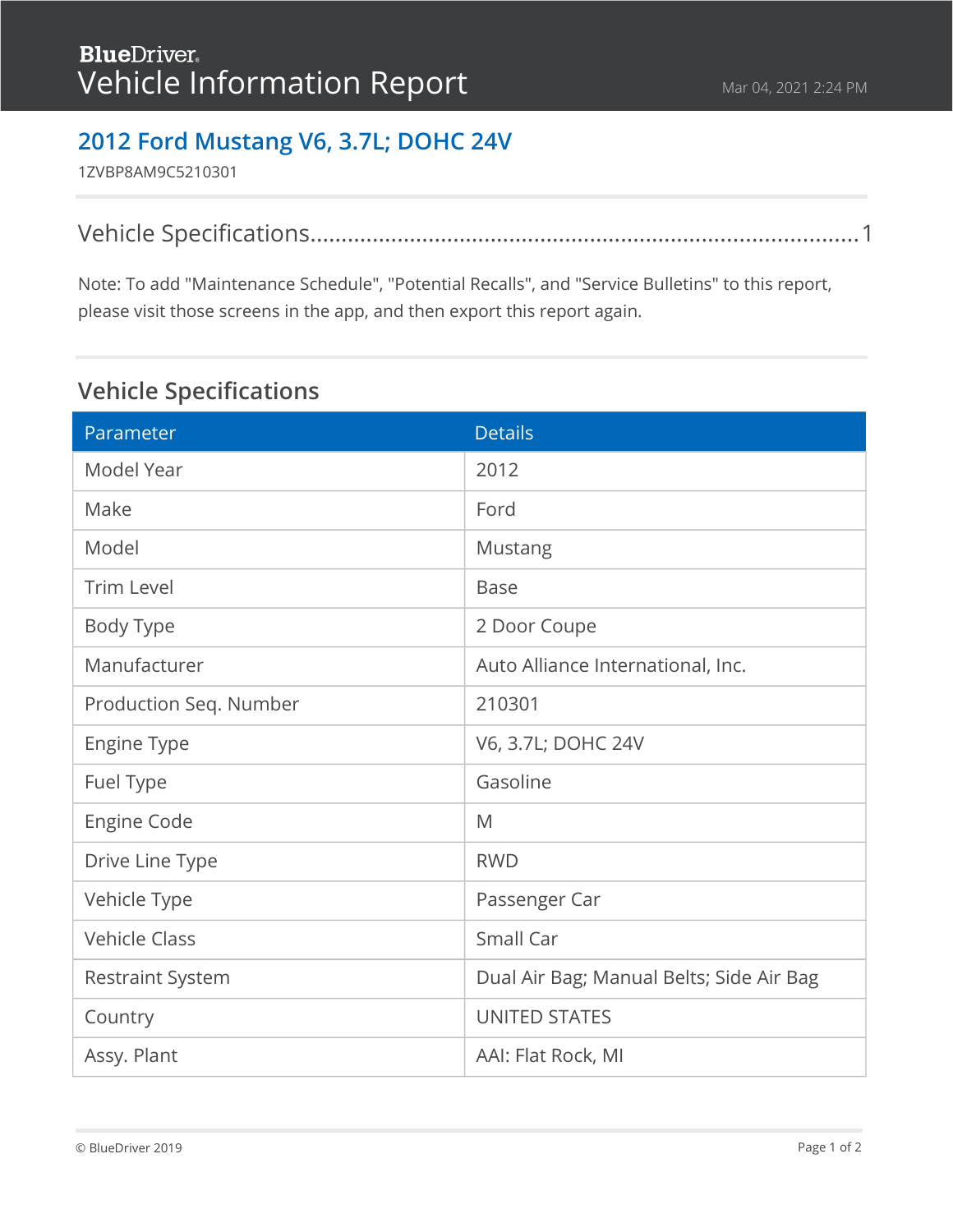**BlueDriver®**

# Vehicle Information Report

Mar 04, 2021 2:24 PM

## 2012 Ford Mustang V6, 3.7L; DOHC 24V

1ZVBP8AM9C5210301

Vehicle Specifications........................................................................................1

Note: To add "Maintenance Schedule", "Potential Recalls", and "Service Bulletins" to this report, please visit those screens in the app, and then export this report again.

## Vehicle Specifications

| Parameter | Details |
| --- | --- |
| Model Year | 2012 |
| Make | Ford |
| Model | Mustang |
| Trim Level | Base |
| Body Type | 2 Door Coupe |
| Manufacturer | Auto Alliance International, Inc. |
| Production Seq. Number | 210301 |
| Engine Type | V6, 3.7L; DOHC 24V |
| Fuel Type | Gasoline |
| Engine Code | M |
| Drive Line Type | RWD |
| Vehicle Type | Passenger Car |
| Vehicle Class | Small Car |
| Restraint System | Dual Air Bag; Manual Belts; Side Air Bag |
| Country | UNITED STATES |
| Assy. Plant | AAI: Flat Rock, MI |

© BlueDriver 2019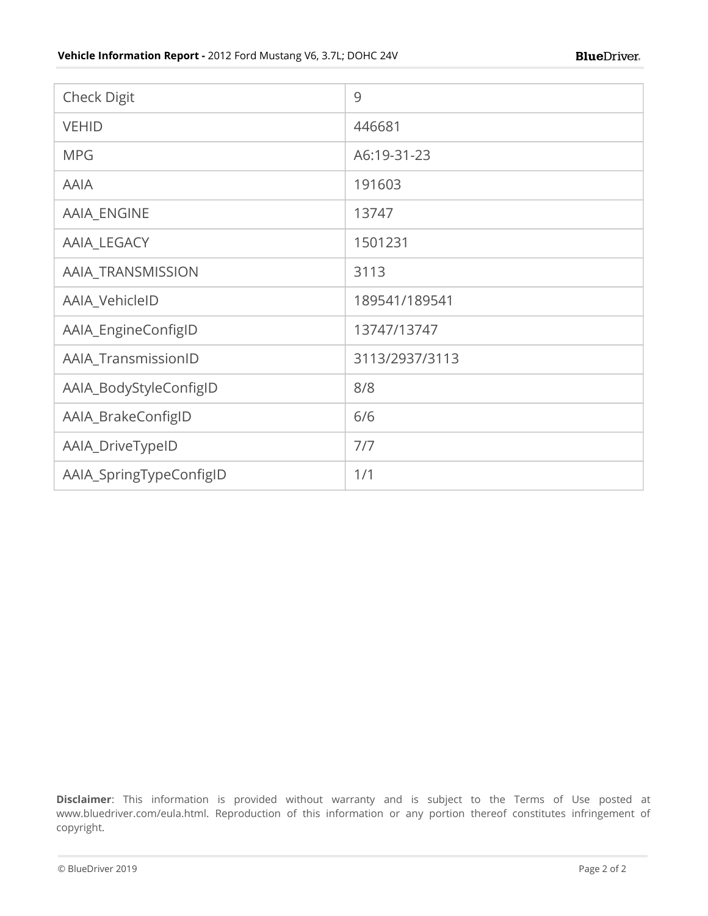| | |
|---|---|
| Check Digit | 9 |
| VEHID | 446681 |
| MPG | A6:19-31-23 |
| AAIA | 191603 |
| AAIA_ENGINE | 13747 |
| AAIA_LEGACY | 1501231 |
| AAIA_TRANSMISSION | 3113 |
| AAIA_VehicleID | 189541/189541 |
| AAIA_EngineConfigID | 13747/13747 |
| AAIA_TransmissionID | 3113/2937/3113 |
| AAIA_BodyStyleConfigID | 8/8 |
| AAIA_BrakeConfigID | 6/6 |
| AAIA_DriveTypeID | 7/7 |
| AAIA_SpringTypeConfigID | 1/1 |

**Disclaimer**: This information is provided without warranty and is subject to the Terms of Use posted at www.bluedriver.com/eula.html. Reproduction of this information or any portion thereof constitutes infringement of copyright.

© BlueDriver 2019